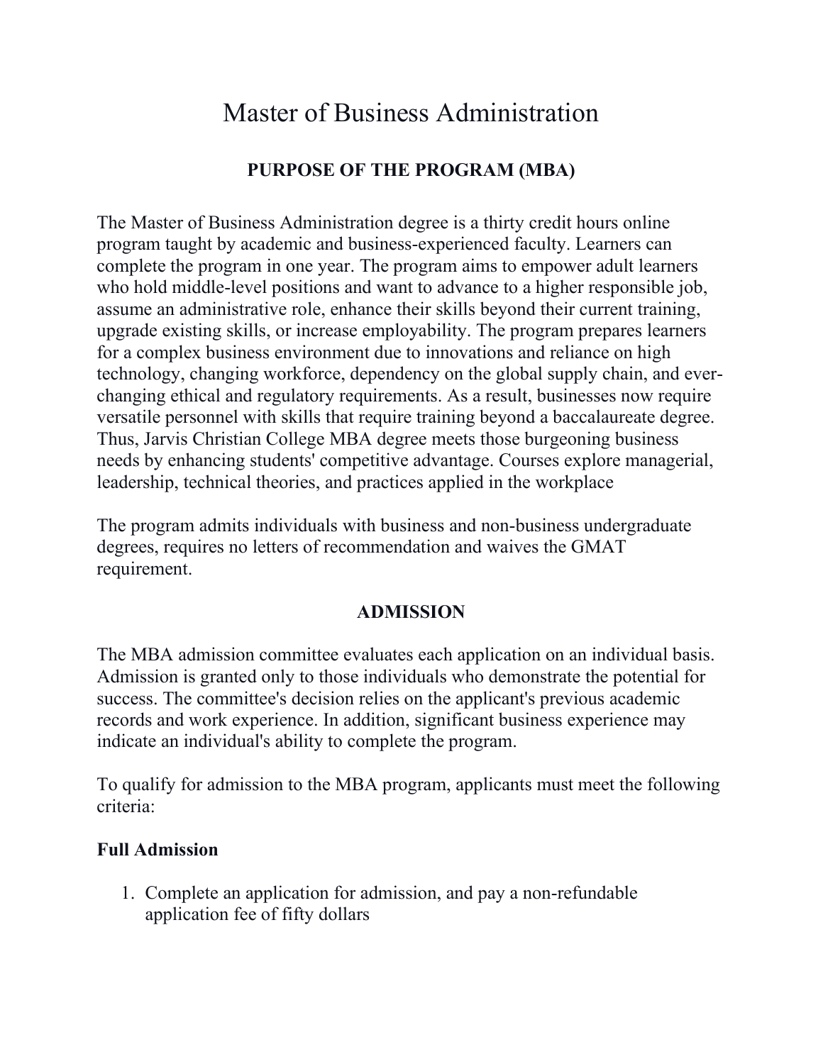# Master of Business Administration

## PURPOSE OF THE PROGRAM (MBA)

The Master of Business Administration degree is a thirty credit hours online program taught by academic and business-experienced faculty. Learners can complete the program in one year. The program aims to empower adult learners who hold middle-level positions and want to advance to a higher responsible job, assume an administrative role, enhance their skills beyond their current training, upgrade existing skills, or increase employability. The program prepares learners for a complex business environment due to innovations and reliance on high technology, changing workforce, dependency on the global supply chain, and ever-changing ethical and regulatory requirements. As a result, businesses now require versatile personnel with skills that require training beyond a baccalaureate degree. Thus, Jarvis Christian College MBA degree meets those burgeoning business needs by enhancing students' competitive advantage. Courses explore managerial, leadership, technical theories, and practices applied in the workplace

The program admits individuals with business and non-business undergraduate degrees, requires no letters of recommendation and waives the GMAT requirement.

## ADMISSION

The MBA admission committee evaluates each application on an individual basis. Admission is granted only to those individuals who demonstrate the potential for success. The committee's decision relies on the applicant's previous academic records and work experience. In addition, significant business experience may indicate an individual's ability to complete the program.

To qualify for admission to the MBA program, applicants must meet the following criteria:

**Full Admission**

1. Complete an application for admission, and pay a non-refundable application fee of fifty dollars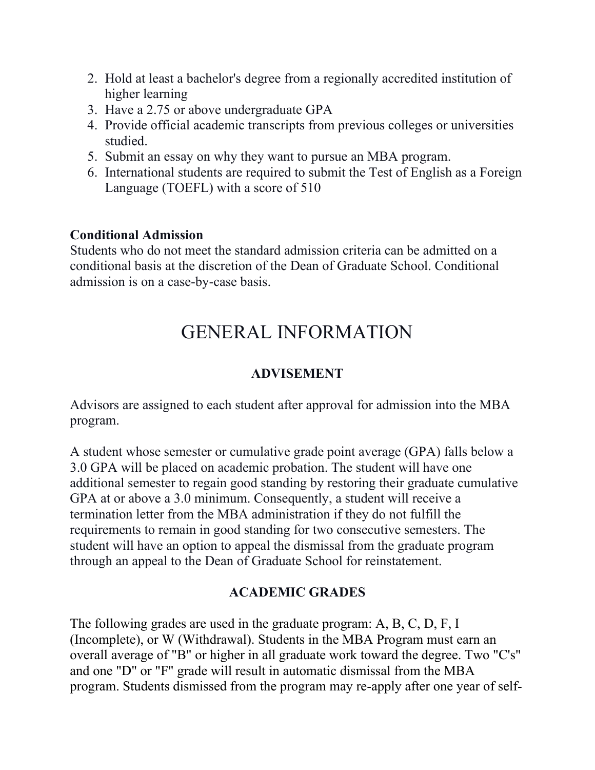2. Hold at least a bachelor's degree from a regionally accredited institution of higher learning
3. Have a 2.75 or above undergraduate GPA
4. Provide official academic transcripts from previous colleges or universities studied.
5. Submit an essay on why they want to pursue an MBA program.
6. International students are required to submit the Test of English as a Foreign Language (TOEFL) with a score of 510

**Conditional Admission**
Students who do not meet the standard admission criteria can be admitted on a conditional basis at the discretion of the Dean of Graduate School. Conditional admission is on a case-by-case basis.

# GENERAL INFORMATION

### ADVISEMENT

Advisors are assigned to each student after approval for admission into the MBA program.

A student whose semester or cumulative grade point average (GPA) falls below a 3.0 GPA will be placed on academic probation. The student will have one additional semester to regain good standing by restoring their graduate cumulative GPA at or above a 3.0 minimum. Consequently, a student will receive a termination letter from the MBA administration if they do not fulfill the requirements to remain in good standing for two consecutive semesters. The student will have an option to appeal the dismissal from the graduate program through an appeal to the Dean of Graduate School for reinstatement.

### ACADEMIC GRADES

The following grades are used in the graduate program: A, B, C, D, F, I (Incomplete), or W (Withdrawal). Students in the MBA Program must earn an overall average of "B" or higher in all graduate work toward the degree. Two "C's" and one "D" or "F" grade will result in automatic dismissal from the MBA program. Students dismissed from the program may re-apply after one year of self-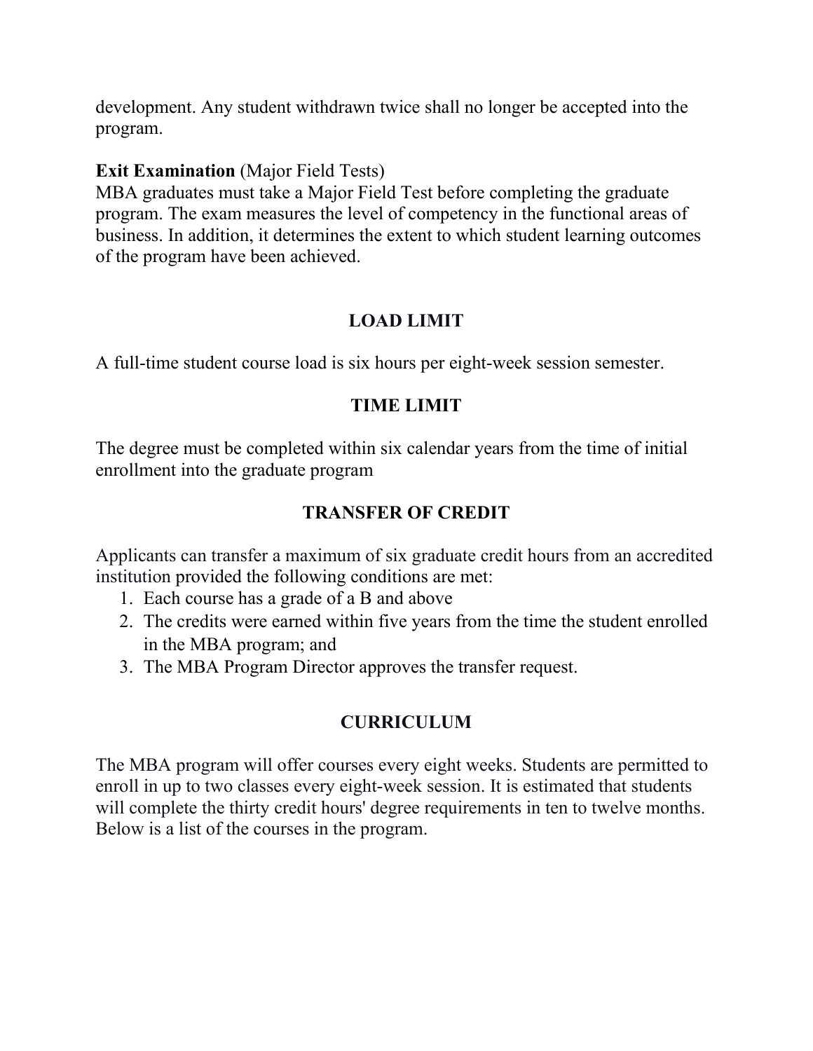development. Any student withdrawn twice shall no longer be accepted into the program.

**Exit Examination** (Major Field Tests)
MBA graduates must take a Major Field Test before completing the graduate program. The exam measures the level of competency in the functional areas of business. In addition, it determines the extent to which student learning outcomes of the program have been achieved.

## LOAD LIMIT

A full-time student course load is six hours per eight-week session semester.

## TIME LIMIT

The degree must be completed within six calendar years from the time of initial enrollment into the graduate program

## TRANSFER OF CREDIT

Applicants can transfer a maximum of six graduate credit hours from an accredited institution provided the following conditions are met:

1. Each course has a grade of a B and above
2. The credits were earned within five years from the time the student enrolled in the MBA program; and
3. The MBA Program Director approves the transfer request.

## CURRICULUM

The MBA program will offer courses every eight weeks. Students are permitted to enroll in up to two classes every eight-week session. It is estimated that students will complete the thirty credit hours' degree requirements in ten to twelve months. Below is a list of the courses in the program.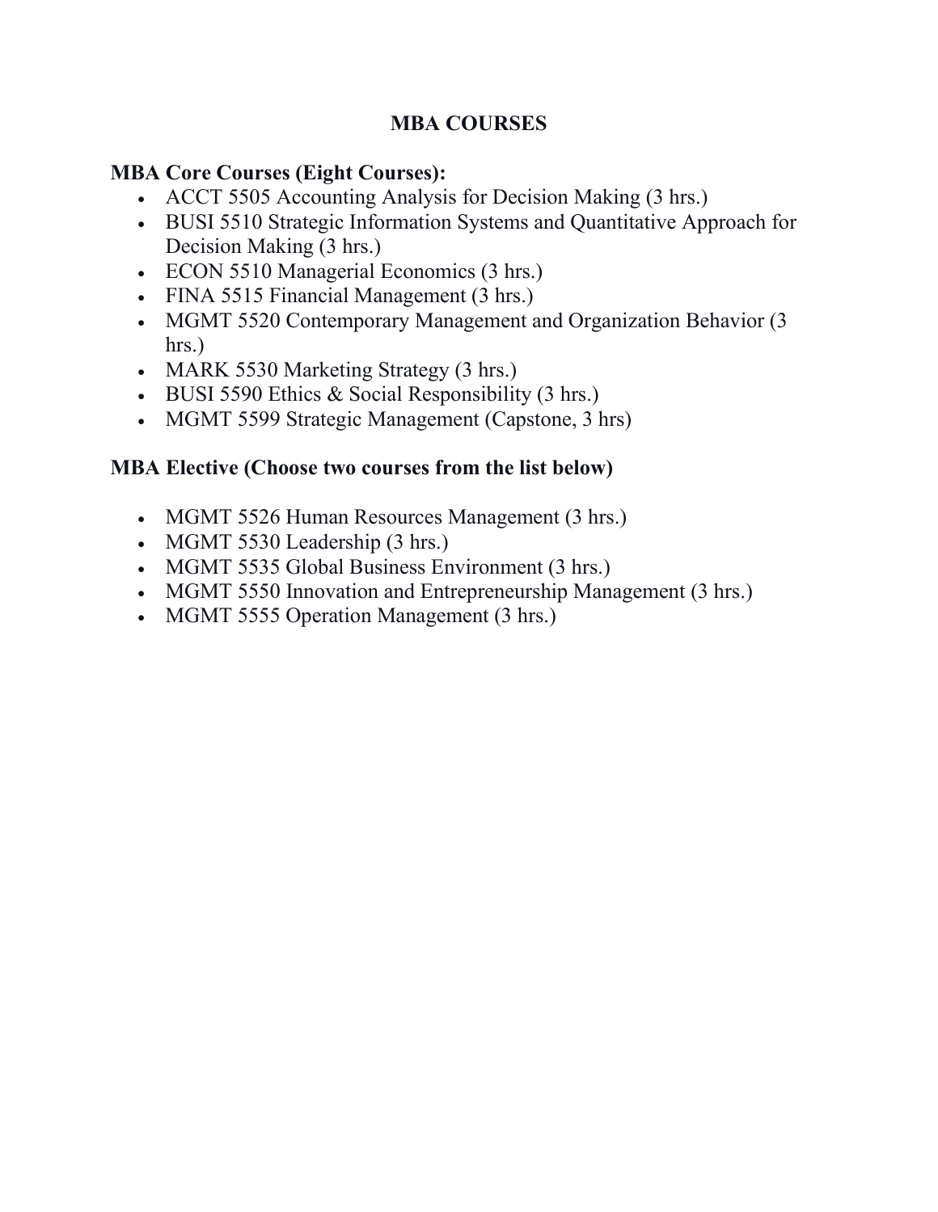# MBA COURSES

## MBA Core Courses (Eight Courses):

- ACCT 5505 Accounting Analysis for Decision Making (3 hrs.)
- BUSI 5510 Strategic Information Systems and Quantitative Approach for Decision Making (3 hrs.)
- ECON 5510 Managerial Economics (3 hrs.)
- FINA 5515 Financial Management (3 hrs.)
- MGMT 5520 Contemporary Management and Organization Behavior (3 hrs.)
- MARK 5530 Marketing Strategy (3 hrs.)
- BUSI 5590 Ethics & Social Responsibility (3 hrs.)
- MGMT 5599 Strategic Management (Capstone, 3 hrs)

## MBA Elective (Choose two courses from the list below)

- MGMT 5526 Human Resources Management (3 hrs.)
- MGMT 5530 Leadership (3 hrs.)
- MGMT 5535 Global Business Environment (3 hrs.)
- MGMT 5550 Innovation and Entrepreneurship Management (3 hrs.)
- MGMT 5555 Operation Management (3 hrs.)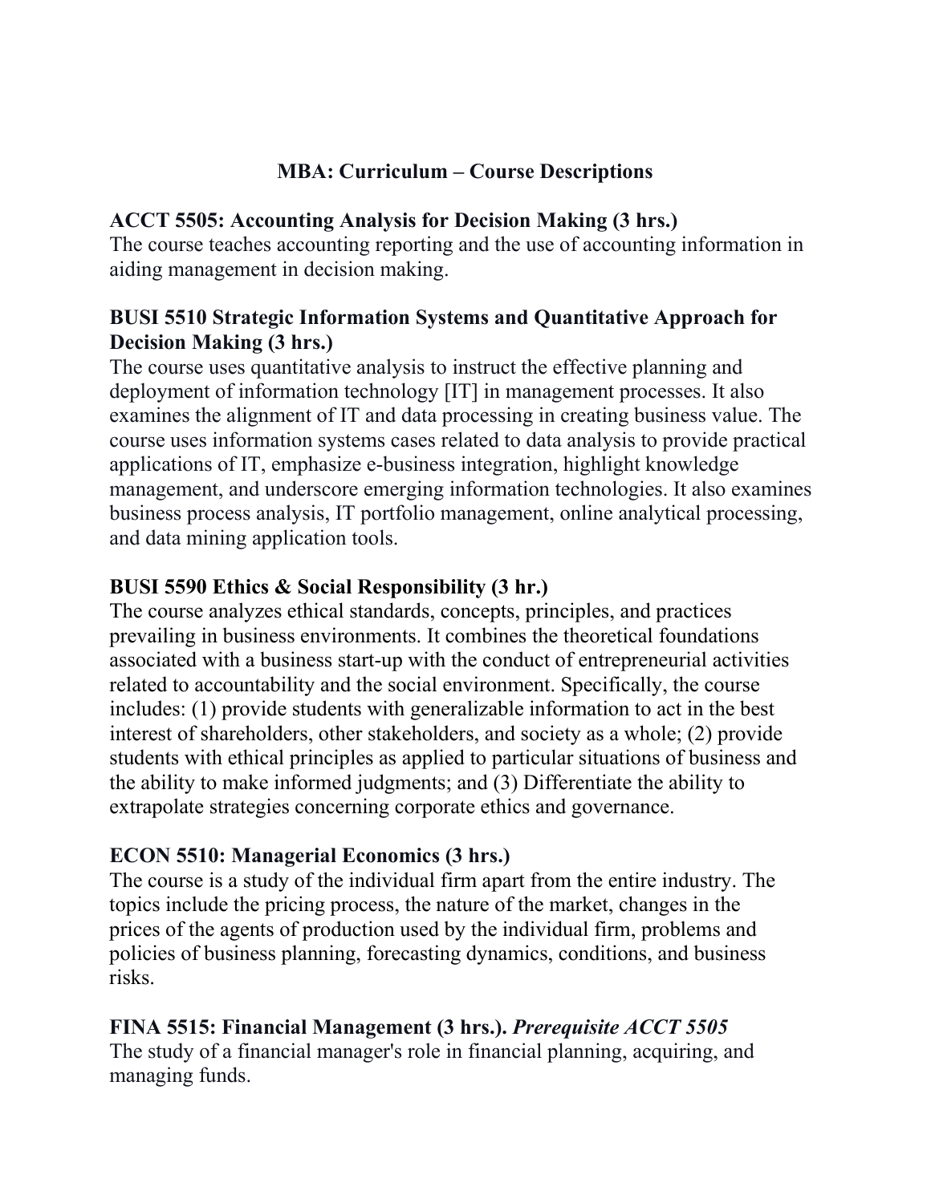# MBA: Curriculum – Course Descriptions

### ACCT 5505: Accounting Analysis for Decision Making (3 hrs.)

The course teaches accounting reporting and the use of accounting information in aiding management in decision making.

### BUSI 5510 Strategic Information Systems and Quantitative Approach for Decision Making (3 hrs.)

The course uses quantitative analysis to instruct the effective planning and deployment of information technology [IT] in management processes. It also examines the alignment of IT and data processing in creating business value. The course uses information systems cases related to data analysis to provide practical applications of IT, emphasize e-business integration, highlight knowledge management, and underscore emerging information technologies. It also examines business process analysis, IT portfolio management, online analytical processing, and data mining application tools.

### BUSI 5590 Ethics & Social Responsibility (3 hr.)

The course analyzes ethical standards, concepts, principles, and practices prevailing in business environments. It combines the theoretical foundations associated with a business start-up with the conduct of entrepreneurial activities related to accountability and the social environment. Specifically, the course includes: (1) provide students with generalizable information to act in the best interest of shareholders, other stakeholders, and society as a whole; (2) provide students with ethical principles as applied to particular situations of business and the ability to make informed judgments; and (3) Differentiate the ability to extrapolate strategies concerning corporate ethics and governance.

### ECON 5510: Managerial Economics (3 hrs.)

The course is a study of the individual firm apart from the entire industry. The topics include the pricing process, the nature of the market, changes in the prices of the agents of production used by the individual firm, problems and policies of business planning, forecasting dynamics, conditions, and business risks.

### FINA 5515: Financial Management (3 hrs.). *Prerequisite ACCT 5505*

The study of a financial manager's role in financial planning, acquiring, and managing funds.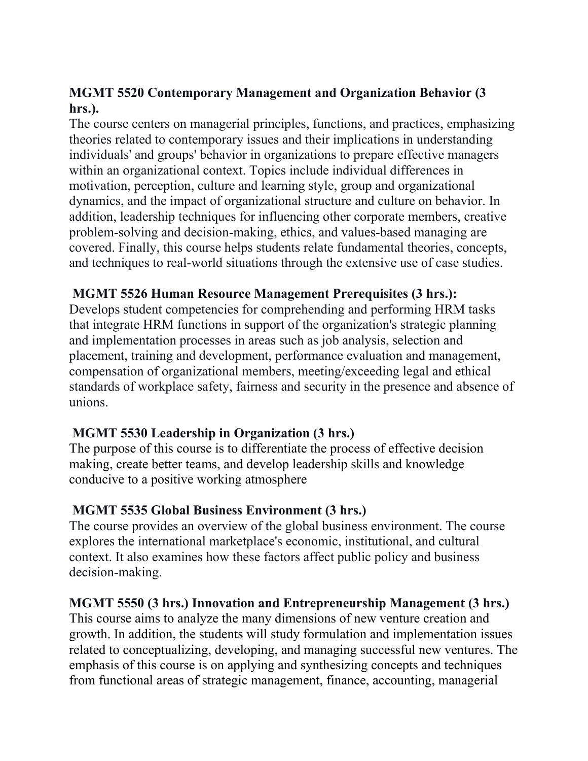**MGMT 5520 Contemporary Management and Organization Behavior (3 hrs.).**

The course centers on managerial principles, functions, and practices, emphasizing theories related to contemporary issues and their implications in understanding individuals' and groups' behavior in organizations to prepare effective managers within an organizational context. Topics include individual differences in motivation, perception, culture and learning style, group and organizational dynamics, and the impact of organizational structure and culture on behavior. In addition, leadership techniques for influencing other corporate members, creative problem-solving and decision-making, ethics, and values-based managing are covered. Finally, this course helps students relate fundamental theories, concepts, and techniques to real-world situations through the extensive use of case studies.

**MGMT 5526 Human Resource Management Prerequisites (3 hrs.):**

Develops student competencies for comprehending and performing HRM tasks that integrate HRM functions in support of the organization's strategic planning and implementation processes in areas such as job analysis, selection and placement, training and development, performance evaluation and management, compensation of organizational members, meeting/exceeding legal and ethical standards of workplace safety, fairness and security in the presence and absence of unions.

**MGMT 5530 Leadership in Organization (3 hrs.)**

The purpose of this course is to differentiate the process of effective decision making, create better teams, and develop leadership skills and knowledge conducive to a positive working atmosphere

**MGMT 5535 Global Business Environment (3 hrs.)**

The course provides an overview of the global business environment. The course explores the international marketplace's economic, institutional, and cultural context. It also examines how these factors affect public policy and business decision-making.

**MGMT 5550 (3 hrs.) Innovation and Entrepreneurship Management (3 hrs.)**

This course aims to analyze the many dimensions of new venture creation and growth. In addition, the students will study formulation and implementation issues related to conceptualizing, developing, and managing successful new ventures. The emphasis of this course is on applying and synthesizing concepts and techniques from functional areas of strategic management, finance, accounting, managerial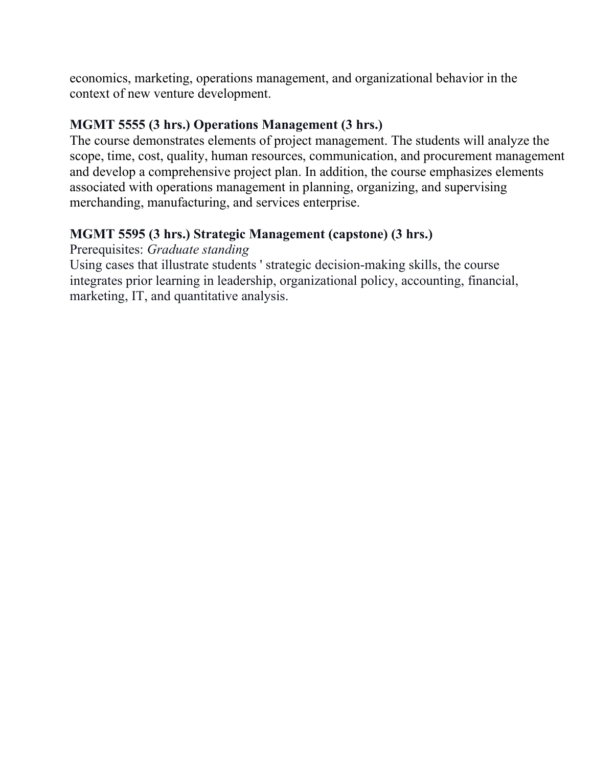economics, marketing, operations management, and organizational behavior in the context of new venture development.

**MGMT 5555 (3 hrs.) Operations Management (3 hrs.)**

The course demonstrates elements of project management. The students will analyze the scope, time, cost, quality, human resources, communication, and procurement management and develop a comprehensive project plan. In addition, the course emphasizes elements associated with operations management in planning, organizing, and supervising merchanding, manufacturing, and services enterprise.

**MGMT 5595 (3 hrs.) Strategic Management (capstone) (3 hrs.)**

Prerequisites: *Graduate standing*

Using cases that illustrate students ' strategic decision-making skills, the course integrates prior learning in leadership, organizational policy, accounting, financial, marketing, IT, and quantitative analysis.